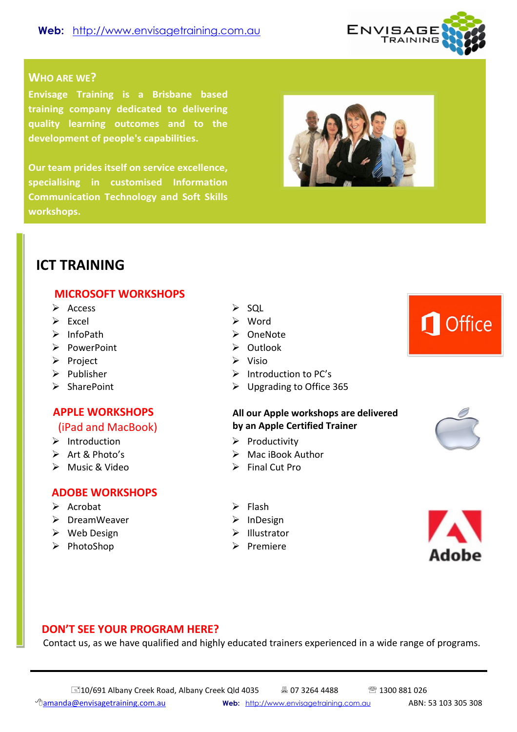**Web:** http://www.envisagetraining.com.au

## WHO ARE WE?

**Envisage Training is a Brisbane based training company dedicated to delivering quality learning outcomes and to the development of people's capabilities.**

**Our team prides itself on service excellence, specialising in customised Information Communication Technology and Soft Skills workshops.**

# ICT TRAINING

## MICROSOFT WORKSHOPS

- Access
- Excel
- InfoPath
- PowerPoint
- Project
- Publisher
- SharePoint
- SQL
- Word
- OneNote
- Outlook
- Visio
- Introduction to PC's
- Upgrading to Office 365

## APPLE WORKSHOPS

(iPad and MacBook)

**All our Apple workshops are delivered by an Apple Certified Trainer**

- Introduction
- Art & Photo's
- Music & Video
- Productivity
- Mac iBook Author
- Final Cut Pro

## ADOBE WORKSHOPS

- Acrobat
- DreamWeaver
- Web Design
- PhotoShop
- Flash
- InDesign
- Illustrator
- Premiere

## DON'T SEE YOUR PROGRAM HERE?

Contact us, as we have qualified and highly educated trainers experienced in a wide range of programs.

---

10/691 Albany Creek Road, Albany Creek Qld 4035 | 07 3264 4488 | 1300 881 026

amanda@envisagetraining.com.au | **Web:** http://www.envisagetraining.com.au | ABN: 53 103 305 308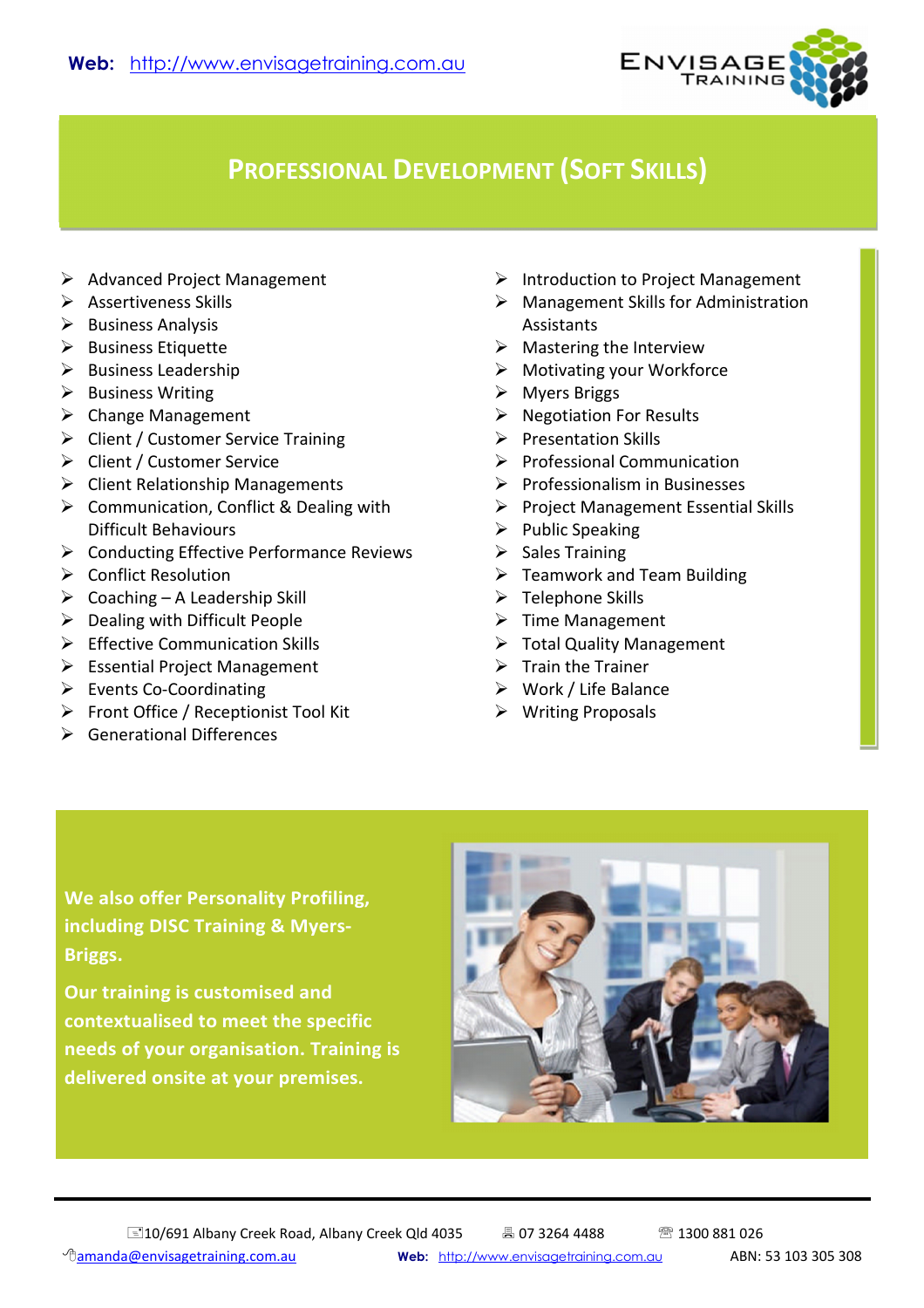Web: http://www.envisagetraining.com.au

# PROFESSIONAL DEVELOPMENT (SOFT SKILLS)

- Advanced Project Management
- Assertiveness Skills
- Business Analysis
- Business Etiquette
- Business Leadership
- Business Writing
- Change Management
- Client / Customer Service Training
- Client / Customer Service
- Client Relationship Managements
- Communication, Conflict & Dealing with Difficult Behaviours
- Conducting Effective Performance Reviews
- Conflict Resolution
- Coaching – A Leadership Skill
- Dealing with Difficult People
- Effective Communication Skills
- Essential Project Management
- Events Co-Coordinating
- Front Office / Receptionist Tool Kit
- Generational Differences
- Introduction to Project Management
- Management Skills for Administration Assistants
- Mastering the Interview
- Motivating your Workforce
- Myers Briggs
- Negotiation For Results
- Presentation Skills
- Professional Communication
- Professionalism in Businesses
- Project Management Essential Skills
- Public Speaking
- Sales Training
- Teamwork and Team Building
- Telephone Skills
- Time Management
- Total Quality Management
- Train the Trainer
- Work / Life Balance
- Writing Proposals

**We also offer Personality Profiling, including DISC Training & Myers-Briggs.**

**Our training is customised and contextualised to meet the specific needs of your organisation. Training is delivered onsite at your premises.**

10/691 Albany Creek Road, Albany Creek Qld 4035 | 07 3264 4488 | 1300 881 026
amanda@envisagetraining.com.au | Web: http://www.envisagetraining.com.au | ABN: 53 103 305 308